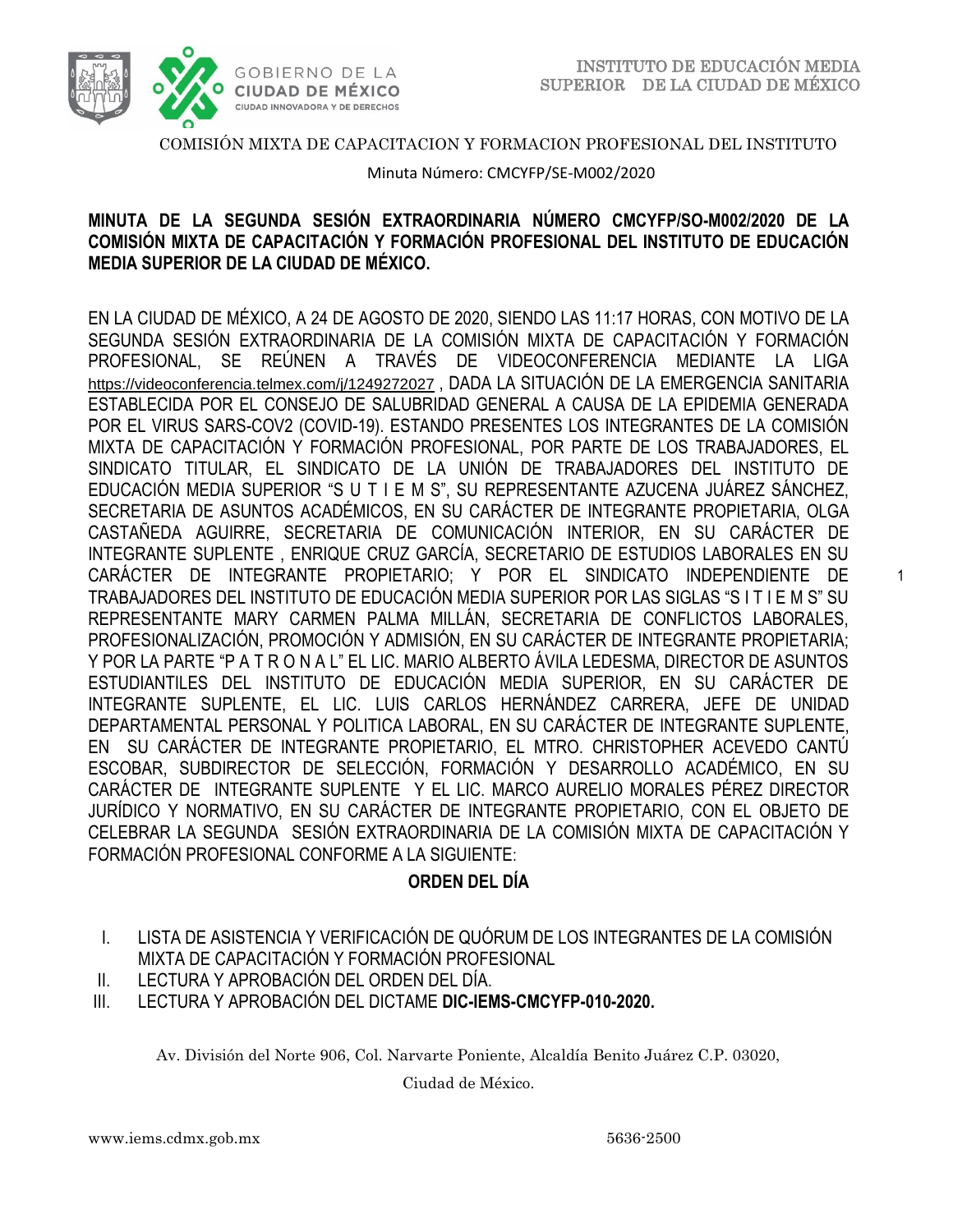COMISIÓN MIXTA DE CAPACITACION Y FORMACION PROFESIONAL DEL INSTITUTO

Minuta Número: CMCYFP/SE-M002/2020

**MINUTA DE LA SEGUNDA SESIÓN EXTRAORDINARIA NÚMERO CMCYFP/SO-M002/2020 DE LA COMISIÓN MIXTA DE CAPACITACIÓN Y FORMACIÓN PROFESIONAL DEL INSTITUTO DE EDUCACIÓN MEDIA SUPERIOR DE LA CIUDAD DE MÉXICO.**

EN LA CIUDAD DE MÉXICO, A 24 DE AGOSTO DE 2020, SIENDO LAS 11:17 HORAS, CON MOTIVO DE LA SEGUNDA SESIÓN EXTRAORDINARIA DE LA COMISIÓN MIXTA DE CAPACITACIÓN Y FORMACIÓN PROFESIONAL, SE REÚNEN A TRAVÉS DE VIDEOCONFERENCIA MEDIANTE LA LIGA https://videoconferencia.telmex.com/j/1249272027 , DADA LA SITUACIÓN DE LA EMERGENCIA SANITARIA ESTABLECIDA POR EL CONSEJO DE SALUBRIDAD GENERAL A CAUSA DE LA EPIDEMIA GENERADA POR EL VIRUS SARS-COV2 (COVID-19). ESTANDO PRESENTES LOS INTEGRANTES DE LA COMISIÓN MIXTA DE CAPACITACIÓN Y FORMACIÓN PROFESIONAL, POR PARTE DE LOS TRABAJADORES, EL SINDICATO TITULAR, EL SINDICATO DE LA UNIÓN DE TRABAJADORES DEL INSTITUTO DE EDUCACIÓN MEDIA SUPERIOR "S U T I E M S", SU REPRESENTANTE AZUCENA JUÁREZ SÁNCHEZ, SECRETARIA DE ASUNTOS ACADÉMICOS, EN SU CARÁCTER DE INTEGRANTE PROPIETARIA, OLGA CASTAÑEDA AGUIRRE, SECRETARIA DE COMUNICACIÓN INTERIOR, EN SU CARÁCTER DE INTEGRANTE SUPLENTE , ENRIQUE CRUZ GARCÍA, SECRETARIO DE ESTUDIOS LABORALES EN SU CARÁCTER DE INTEGRANTE PROPIETARIO; Y POR EL SINDICATO INDEPENDIENTE DE TRABAJADORES DEL INSTITUTO DE EDUCACIÓN MEDIA SUPERIOR POR LAS SIGLAS "S I T I E M S" SU REPRESENTANTE MARY CARMEN PALMA MILLÁN, SECRETARIA DE CONFLICTOS LABORALES, PROFESIONALIZACIÓN, PROMOCIÓN Y ADMISIÓN, EN SU CARÁCTER DE INTEGRANTE PROPIETARIA; Y POR LA PARTE "P A T R O N A L" EL LIC. MARIO ALBERTO ÁVILA LEDESMA, DIRECTOR DE ASUNTOS ESTUDIANTILES DEL INSTITUTO DE EDUCACIÓN MEDIA SUPERIOR, EN SU CARÁCTER DE INTEGRANTE SUPLENTE, EL LIC. LUIS CARLOS HERNÁNDEZ CARRERA, JEFE DE UNIDAD DEPARTAMENTAL PERSONAL Y POLITICA LABORAL, EN SU CARÁCTER DE INTEGRANTE SUPLENTE, EN SU CARÁCTER DE INTEGRANTE PROPIETARIO, EL MTRO. CHRISTOPHER ACEVEDO CANTÚ ESCOBAR, SUBDIRECTOR DE SELECCIÓN, FORMACIÓN Y DESARROLLO ACADÉMICO, EN SU CARÁCTER DE INTEGRANTE SUPLENTE Y EL LIC. MARCO AURELIO MORALES PÉREZ DIRECTOR JURÍDICO Y NORMATIVO, EN SU CARÁCTER DE INTEGRANTE PROPIETARIO, CON EL OBJETO DE CELEBRAR LA SEGUNDA SESIÓN EXTRAORDINARIA DE LA COMISIÓN MIXTA DE CAPACITACIÓN Y FORMACIÓN PROFESIONAL CONFORME A LA SIGUIENTE:

## ORDEN DEL DÍA

I. LISTA DE ASISTENCIA Y VERIFICACIÓN DE QUÓRUM DE LOS INTEGRANTES DE LA COMISIÓN MIXTA DE CAPACITACIÓN Y FORMACIÓN PROFESIONAL
II. LECTURA Y APROBACIÓN DEL ORDEN DEL DÍA.
III. LECTURA Y APROBACIÓN DEL DICTAME **DIC-IEMS-CMCYFP-010-2020.**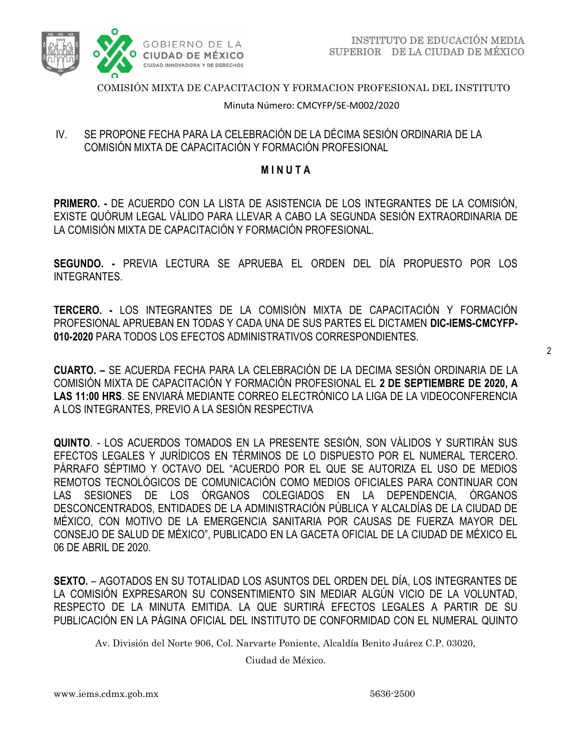COMISIÓN MIXTA DE CAPACITACION Y FORMACION PROFESIONAL DEL INSTITUTO

Minuta Número: CMCYFP/SE-M002/2020

IV. SE PROPONE FECHA PARA LA CELEBRACIÓN DE LA DÉCIMA SESIÓN ORDINARIA DE LA COMISIÓN MIXTA DE CAPACITACIÓN Y FORMACIÓN PROFESIONAL

**M I N U T A**

**PRIMERO. -** DE ACUERDO CON LA LISTA DE ASISTENCIA DE LOS INTEGRANTES DE LA COMISIÓN, EXISTE QUÓRUM LEGAL VÁLIDO PARA LLEVAR A CABO LA SEGUNDA SESIÓN EXTRAORDINARIA DE LA COMISIÓN MIXTA DE CAPACITACIÓN Y FORMACIÓN PROFESIONAL.

**SEGUNDO. -** PREVIA LECTURA SE APRUEBA EL ORDEN DEL DÍA PROPUESTO POR LOS INTEGRANTES.

**TERCERO. -** LOS INTEGRANTES DE LA COMISIÓN MIXTA DE CAPACITACIÓN Y FORMACIÓN PROFESIONAL APRUEBAN EN TODAS Y CADA UNA DE SUS PARTES EL DICTAMEN **DIC-IEMS-CMCYFP-010-2020** PARA TODOS LOS EFECTOS ADMINISTRATIVOS CORRESPONDIENTES.

**CUARTO. –** SE ACUERDA FECHA PARA LA CELEBRACIÓN DE LA DECIMA SESIÓN ORDINARIA DE LA COMISIÓN MIXTA DE CAPACITACIÓN Y FORMACIÓN PROFESIONAL EL **2 DE SEPTIEMBRE DE 2020, A LAS 11:00 HRS**. SE ENVIARÁ MEDIANTE CORREO ELECTRÓNICO LA LIGA DE LA VIDEOCONFERENCIA A LOS INTEGRANTES, PREVIO A LA SESIÓN RESPECTIVA

**QUINTO**. - LOS ACUERDOS TOMADOS EN LA PRESENTE SESIÓN, SON VÁLIDOS Y SURTIRÁN SUS EFECTOS LEGALES Y JURÍDICOS EN TÉRMINOS DE LO DISPUESTO POR EL NUMERAL TERCERO. PÁRRAFO SÉPTIMO Y OCTAVO DEL "ACUERDO POR EL QUE SE AUTORIZA EL USO DE MEDIOS REMOTOS TECNOLÓGICOS DE COMUNICACIÓN COMO MEDIOS OFICIALES PARA CONTINUAR CON LAS SESIONES DE LOS ÓRGANOS COLEGIADOS EN LA DEPENDENCIA, ÓRGANOS DESCONCENTRADOS, ENTIDADES DE LA ADMINISTRACIÓN PÚBLICA Y ALCALDÍAS DE LA CIUDAD DE MÉXICO, CON MOTIVO DE LA EMERGENCIA SANITARIA POR CAUSAS DE FUERZA MAYOR DEL CONSEJO DE SALUD DE MÉXICO", PUBLICADO EN LA GACETA OFICIAL DE LA CIUDAD DE MÉXICO EL 06 DE ABRIL DE 2020.

**SEXTO.** – AGOTADOS EN SU TOTALIDAD LOS ASUNTOS DEL ORDEN DEL DÍA, LOS INTEGRANTES DE LA COMISIÓN EXPRESARON SU CONSENTIMIENTO SIN MEDIAR ALGÚN VICIO DE LA VOLUNTAD, RESPECTO DE LA MINUTA EMITIDA. LA QUE SURTIRÁ EFECTOS LEGALES A PARTIR DE SU PUBLICACIÓN EN LA PÁGINA OFICIAL DEL INSTITUTO DE CONFORMIDAD CON EL NUMERAL QUINTO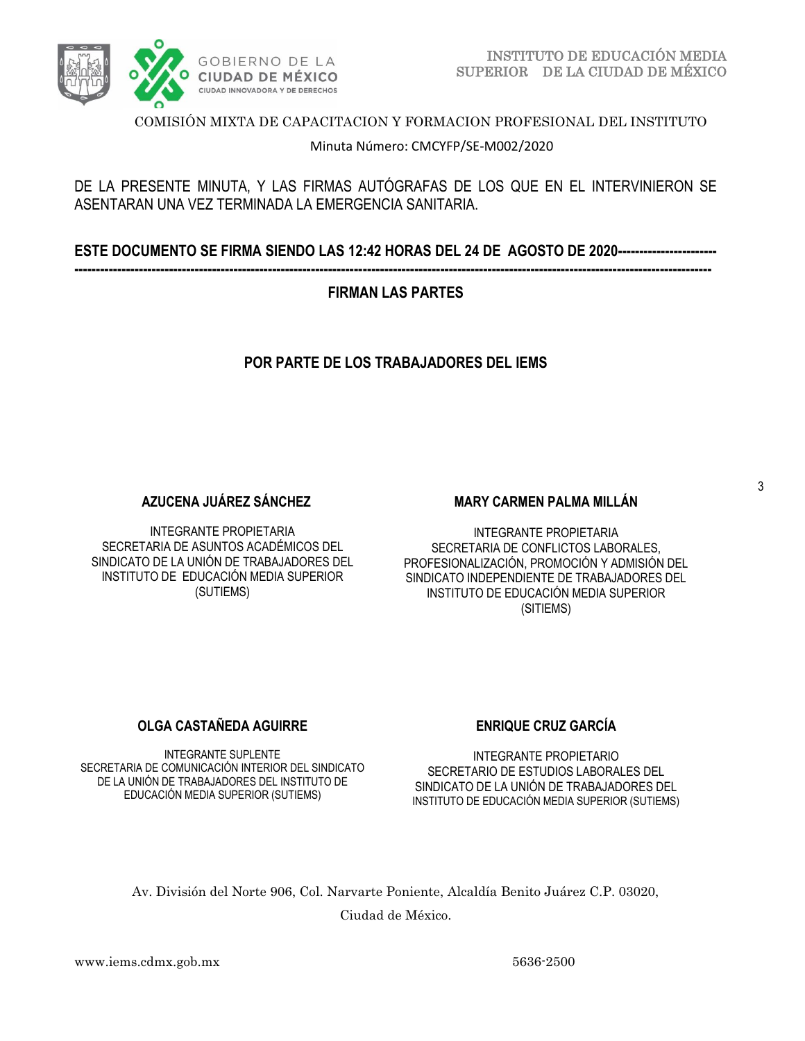COMISIÓN MIXTA DE CAPACITACION Y FORMACION PROFESIONAL DEL INSTITUTO

Minuta Número: CMCYFP/SE-M002/2020

DE LA PRESENTE MINUTA, Y LAS FIRMAS AUTÓGRAFAS DE LOS QUE EN EL INTERVINIERON SE ASENTARAN UNA VEZ TERMINADA LA EMERGENCIA SANITARIA.

**ESTE DOCUMENTO SE FIRMA SIENDO LAS 12:42 HORAS DEL 24 DE AGOSTO DE 2020-------------------------------------------------------------------------------------------------------------------------------------------------------------**

**FIRMAN LAS PARTES**

**POR PARTE DE LOS TRABAJADORES DEL IEMS**

**AZUCENA JUÁREZ SÁNCHEZ**

INTEGRANTE PROPIETARIA
SECRETARIA DE ASUNTOS ACADÉMICOS DEL SINDICATO DE LA UNIÓN DE TRABAJADORES DEL INSTITUTO DE EDUCACIÓN MEDIA SUPERIOR (SUTIEMS)

**MARY CARMEN PALMA MILLÁN**

INTEGRANTE PROPIETARIA
SECRETARIA DE CONFLICTOS LABORALES, PROFESIONALIZACIÓN, PROMOCIÓN Y ADMISIÓN DEL SINDICATO INDEPENDIENTE DE TRABAJADORES DEL INSTITUTO DE EDUCACIÓN MEDIA SUPERIOR (SITIEMS)

**OLGA CASTAÑEDA AGUIRRE**

INTEGRANTE SUPLENTE
SECRETARIA DE COMUNICACIÓN INTERIOR DEL SINDICATO DE LA UNIÓN DE TRABAJADORES DEL INSTITUTO DE EDUCACIÓN MEDIA SUPERIOR (SUTIEMS)

**ENRIQUE CRUZ GARCÍA**

INTEGRANTE PROPIETARIO
SECRETARIO DE ESTUDIOS LABORALES DEL SINDICATO DE LA UNIÓN DE TRABAJADORES DEL INSTITUTO DE EDUCACIÓN MEDIA SUPERIOR (SUTIEMS)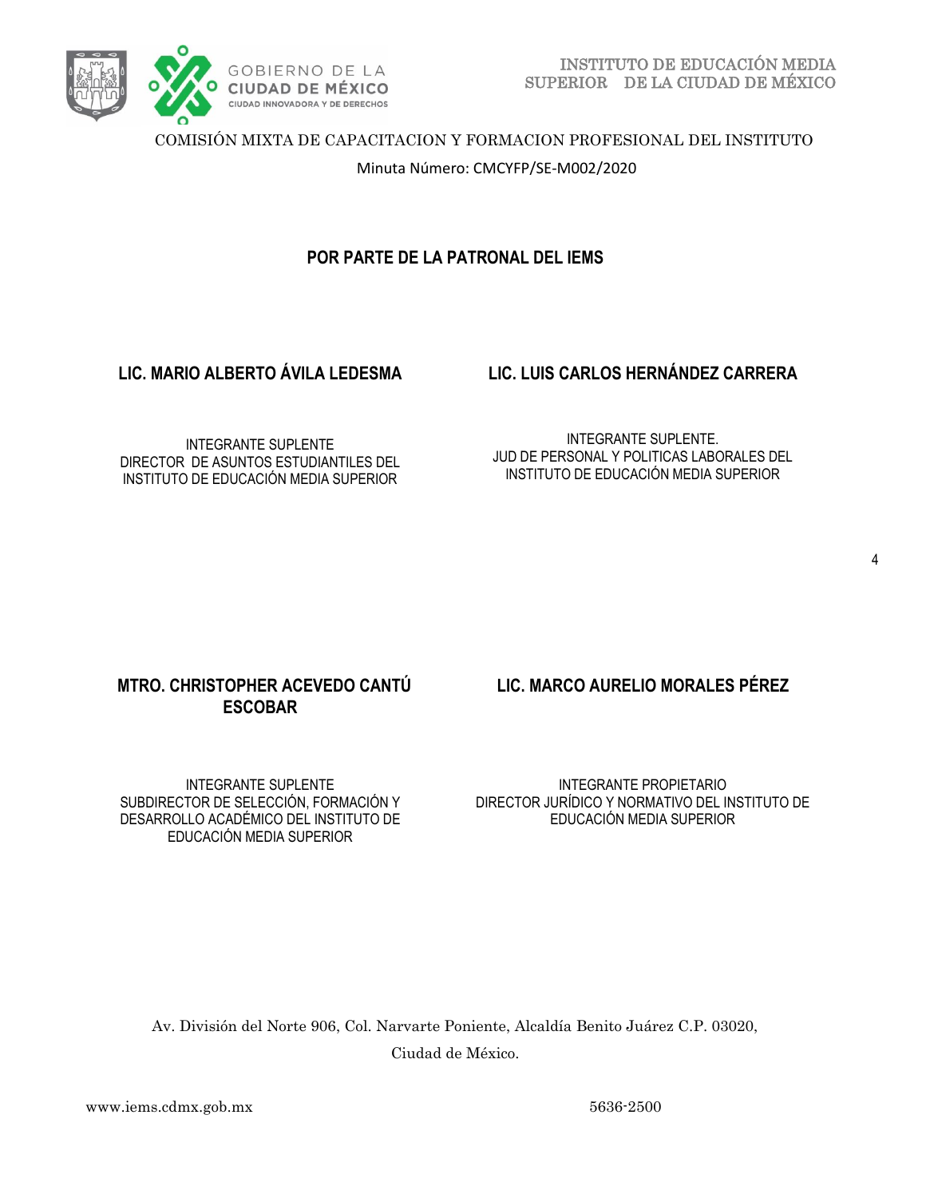## POR PARTE DE LA PATRONAL DEL IEMS

**LIC. MARIO ALBERTO ÁVILA LEDESMA**

INTEGRANTE SUPLENTE
DIRECTOR DE ASUNTOS ESTUDIANTILES DEL INSTITUTO DE EDUCACIÓN MEDIA SUPERIOR

**LIC. LUIS CARLOS HERNÁNDEZ CARRERA**

INTEGRANTE SUPLENTE.
JUD DE PERSONAL Y POLITICAS LABORALES DEL INSTITUTO DE EDUCACIÓN MEDIA SUPERIOR

**MTRO. CHRISTOPHER ACEVEDO CANTÚ ESCOBAR**

INTEGRANTE SUPLENTE
SUBDIRECTOR DE SELECCIÓN, FORMACIÓN Y DESARROLLO ACADÉMICO DEL INSTITUTO DE EDUCACIÓN MEDIA SUPERIOR

**LIC. MARCO AURELIO MORALES PÉREZ**

INTEGRANTE PROPIETARIO
DIRECTOR JURÍDICO Y NORMATIVO DEL INSTITUTO DE EDUCACIÓN MEDIA SUPERIOR